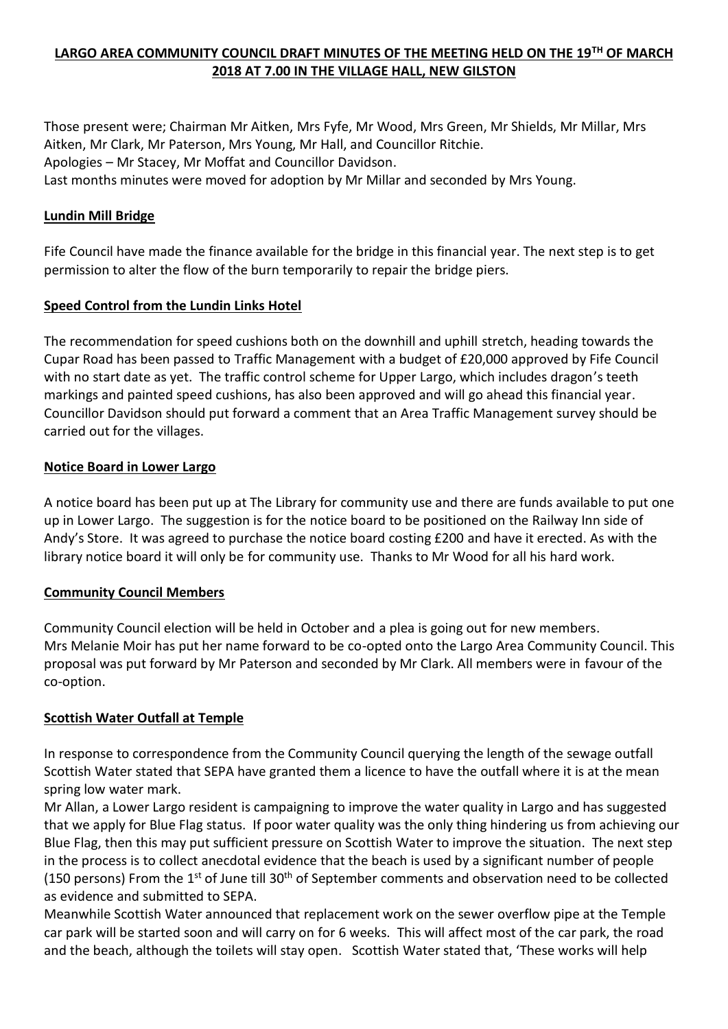# LARGO AREA COMMUNITY COUNCIL DRAFT MINUTES OF THE MEETING HELD ON THE 19TH OF MARCH 2018 AT 7.00 IN THE VILLAGE HALL, NEW GILSTON

Those present were; Chairman Mr Aitken, Mrs Fyfe, Mr Wood, Mrs Green, Mr Shields, Mr Millar, Mrs Aitken, Mr Clark, Mr Paterson, Mrs Young, Mr Hall, and Councillor Ritchie.
Apologies – Mr Stacey, Mr Moffat and Councillor Davidson.
Last months minutes were moved for adoption by Mr Millar and seconded by Mrs Young.

## Lundin Mill Bridge

Fife Council have made the finance available for the bridge in this financial year. The next step is to get permission to alter the flow of the burn temporarily to repair the bridge piers.

## Speed Control from the Lundin Links Hotel

The recommendation for speed cushions both on the downhill and uphill stretch, heading towards the Cupar Road has been passed to Traffic Management with a budget of £20,000 approved by Fife Council with no start date as yet. The traffic control scheme for Upper Largo, which includes dragon's teeth markings and painted speed cushions, has also been approved and will go ahead this financial year. Councillor Davidson should put forward a comment that an Area Traffic Management survey should be carried out for the villages.

## Notice Board in Lower Largo

A notice board has been put up at The Library for community use and there are funds available to put one up in Lower Largo. The suggestion is for the notice board to be positioned on the Railway Inn side of Andy's Store. It was agreed to purchase the notice board costing £200 and have it erected. As with the library notice board it will only be for community use. Thanks to Mr Wood for all his hard work.

## Community Council Members

Community Council election will be held in October and a plea is going out for new members.
Mrs Melanie Moir has put her name forward to be co-opted onto the Largo Area Community Council. This proposal was put forward by Mr Paterson and seconded by Mr Clark. All members were in favour of the co-option.

## Scottish Water Outfall at Temple

In response to correspondence from the Community Council querying the length of the sewage outfall Scottish Water stated that SEPA have granted them a licence to have the outfall where it is at the mean spring low water mark.
Mr Allan, a Lower Largo resident is campaigning to improve the water quality in Largo and has suggested that we apply for Blue Flag status. If poor water quality was the only thing hindering us from achieving our Blue Flag, then this may put sufficient pressure on Scottish Water to improve the situation. The next step in the process is to collect anecdotal evidence that the beach is used by a significant number of people (150 persons) From the 1st of June till 30th of September comments and observation need to be collected as evidence and submitted to SEPA.
Meanwhile Scottish Water announced that replacement work on the sewer overflow pipe at the Temple car park will be started soon and will carry on for 6 weeks. This will affect most of the car park, the road and the beach, although the toilets will stay open. Scottish Water stated that, 'These works will help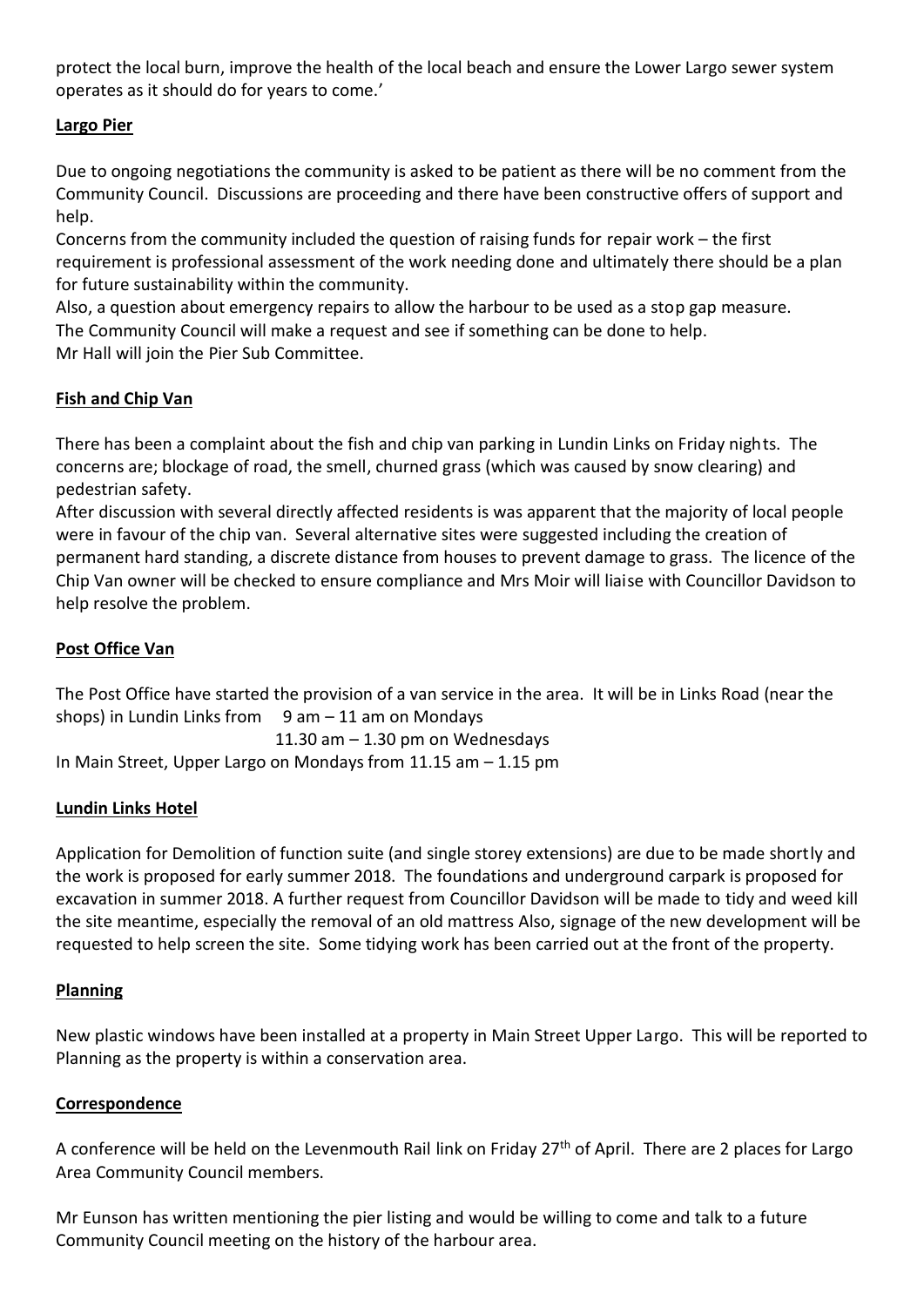protect the local burn, improve the health of the local beach and ensure the Lower Largo sewer system operates as it should do for years to come.'

## Largo Pier

Due to ongoing negotiations the community is asked to be patient as there will be no comment from the Community Council. Discussions are proceeding and there have been constructive offers of support and help.

Concerns from the community included the question of raising funds for repair work – the first requirement is professional assessment of the work needing done and ultimately there should be a plan for future sustainability within the community.

Also, a question about emergency repairs to allow the harbour to be used as a stop gap measure. The Community Council will make a request and see if something can be done to help.

Mr Hall will join the Pier Sub Committee.

## Fish and Chip Van

There has been a complaint about the fish and chip van parking in Lundin Links on Friday nights. The concerns are; blockage of road, the smell, churned grass (which was caused by snow clearing) and pedestrian safety.

After discussion with several directly affected residents is was apparent that the majority of local people were in favour of the chip van. Several alternative sites were suggested including the creation of permanent hard standing, a discrete distance from houses to prevent damage to grass. The licence of the Chip Van owner will be checked to ensure compliance and Mrs Moir will liaise with Councillor Davidson to help resolve the problem.

## Post Office Van

The Post Office have started the provision of a van service in the area. It will be in Links Road (near the shops) in Lundin Links from 9 am – 11 am on Mondays
11.30 am – 1.30 pm on Wednesdays
In Main Street, Upper Largo on Mondays from 11.15 am – 1.15 pm

## Lundin Links Hotel

Application for Demolition of function suite (and single storey extensions) are due to be made shortly and the work is proposed for early summer 2018. The foundations and underground carpark is proposed for excavation in summer 2018. A further request from Councillor Davidson will be made to tidy and weed kill the site meantime, especially the removal of an old mattress Also, signage of the new development will be requested to help screen the site. Some tidying work has been carried out at the front of the property.

## Planning

New plastic windows have been installed at a property in Main Street Upper Largo. This will be reported to Planning as the property is within a conservation area.

## Correspondence

A conference will be held on the Levenmouth Rail link on Friday 27th of April. There are 2 places for Largo Area Community Council members.

Mr Eunson has written mentioning the pier listing and would be willing to come and talk to a future Community Council meeting on the history of the harbour area.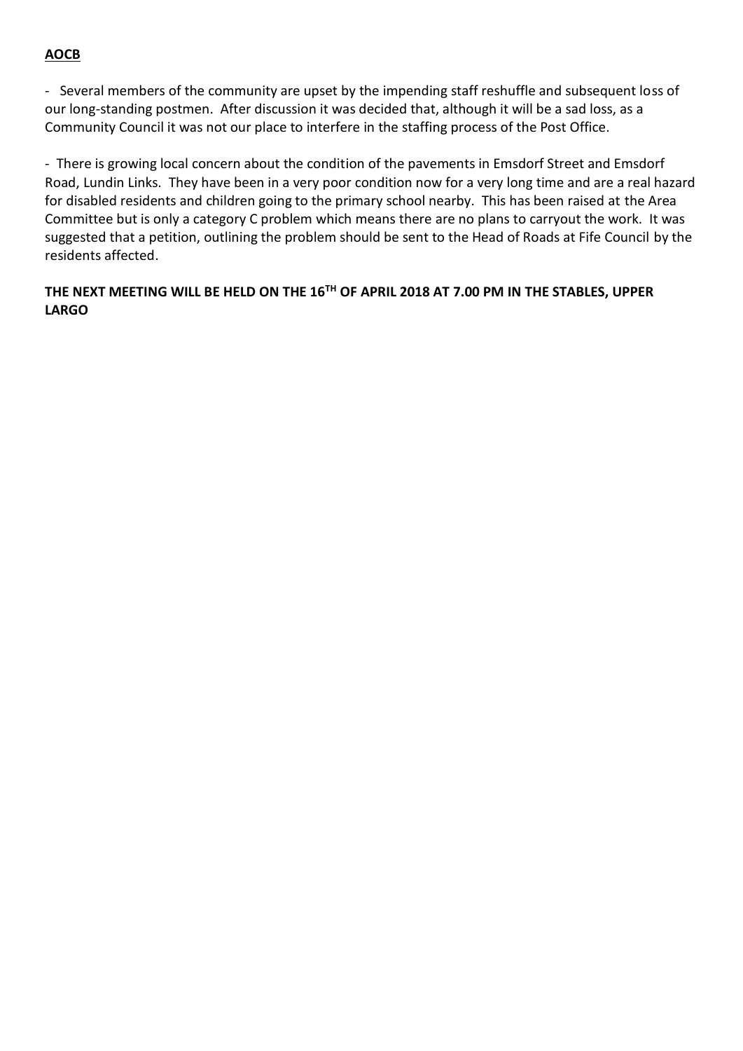**AOCB**

- Several members of the community are upset by the impending staff reshuffle and subsequent loss of our long-standing postmen. After discussion it was decided that, although it will be a sad loss, as a Community Council it was not our place to interfere in the staffing process of the Post Office.

- There is growing local concern about the condition of the pavements in Emsdorf Street and Emsdorf Road, Lundin Links. They have been in a very poor condition now for a very long time and are a real hazard for disabled residents and children going to the primary school nearby. This has been raised at the Area Committee but is only a category C problem which means there are no plans to carryout the work. It was suggested that a petition, outlining the problem should be sent to the Head of Roads at Fife Council by the residents affected.

**THE NEXT MEETING WILL BE HELD ON THE 16TH OF APRIL 2018 AT 7.00 PM IN THE STABLES, UPPER LARGO**